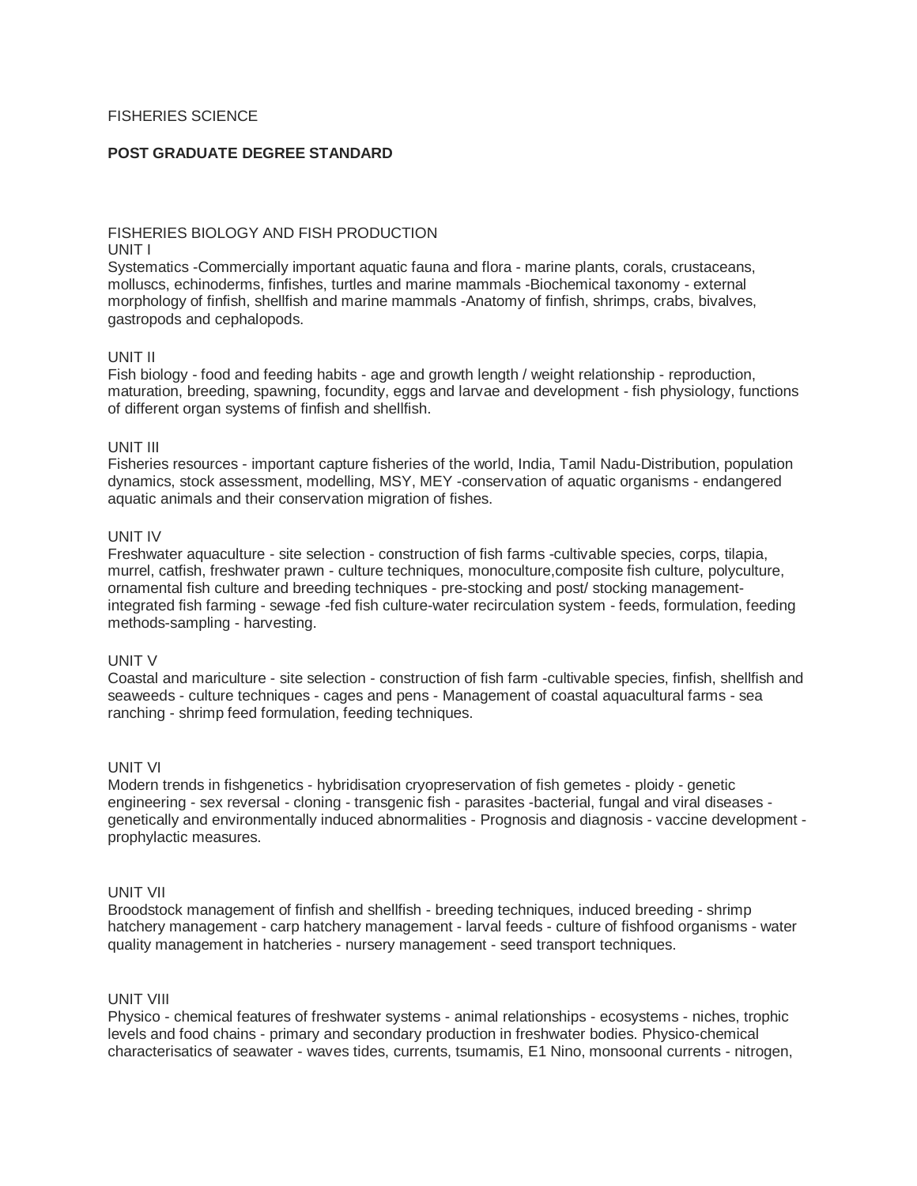FISHERIES SCIENCE

**POST GRADUATE DEGREE STANDARD**

FISHERIES BIOLOGY AND FISH PRODUCTION

UNIT I

Systematics -Commercially important aquatic fauna and flora - marine plants, corals, crustaceans, molluscs, echinoderms, finfishes, turtles and marine mammals -Biochemical taxonomy - external morphology of finfish, shellfish and marine mammals -Anatomy of finfish, shrimps, crabs, bivalves, gastropods and cephalopods.

UNIT II

Fish biology - food and feeding habits - age and growth length / weight relationship - reproduction, maturation, breeding, spawning, focundity, eggs and larvae and development - fish physiology, functions of different organ systems of finfish and shellfish.

UNIT III

Fisheries resources - important capture fisheries of the world, India, Tamil Nadu-Distribution, population dynamics, stock assessment, modelling, MSY, MEY -conservation of aquatic organisms - endangered aquatic animals and their conservation migration of fishes.

UNIT IV

Freshwater aquaculture - site selection - construction of fish farms -cultivable species, corps, tilapia, murrel, catfish, freshwater prawn - culture techniques, monoculture,composite fish culture, polyculture, ornamental fish culture and breeding techniques - pre-stocking and post/ stocking management- integrated fish farming - sewage -fed fish culture-water recirculation system - feeds, formulation, feeding methods-sampling - harvesting.

UNIT V

Coastal and mariculture - site selection - construction of fish farm -cultivable species, finfish, shellfish and seaweeds - culture techniques - cages and pens - Management of coastal aquacultural farms - sea ranching - shrimp feed formulation, feeding techniques.

UNIT VI

Modern trends in fishgenetics - hybridisation cryopreservation of fish gemetes - ploidy - genetic engineering - sex reversal - cloning - transgenic fish - parasites -bacterial, fungal and viral diseases - genetically and environmentally induced abnormalities - Prognosis and diagnosis - vaccine development - prophylactic measures.

UNIT VII

Broodstock management of finfish and shellfish - breeding techniques, induced breeding - shrimp hatchery management - carp hatchery management - larval feeds - culture of fishfood organisms - water quality management in hatcheries - nursery management - seed transport techniques.

UNIT VIII

Physico - chemical features of freshwater systems - animal relationships - ecosystems - niches, trophic levels and food chains - primary and secondary production in freshwater bodies. Physico-chemical characterisatics of seawater - waves tides, currents, tsumamis, E1 Nino, monsoonal currents - nitrogen,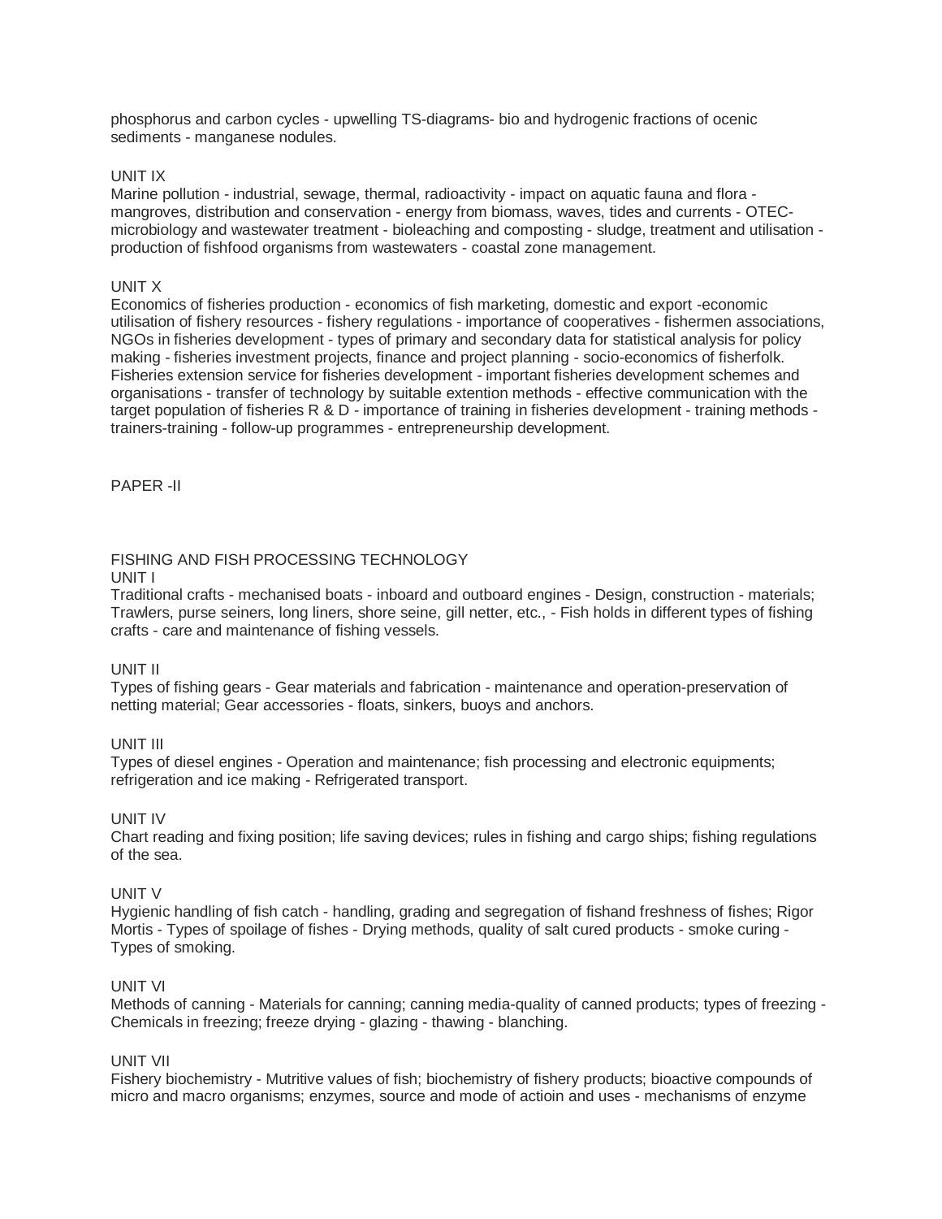phosphorus and carbon cycles - upwelling TS-diagrams- bio and hydrogenic fractions of ocenic sediments - manganese nodules.

### UNIT IX

Marine pollution - industrial, sewage, thermal, radioactivity - impact on aquatic fauna and flora - mangroves, distribution and conservation - energy from biomass, waves, tides and currents - OTEC- microbiology and wastewater treatment - bioleaching and composting - sludge, treatment and utilisation - production of fishfood organisms from wastewaters - coastal zone management.

### UNIT X

Economics of fisheries production - economics of fish marketing, domestic and export -economic utilisation of fishery resources - fishery regulations - importance of cooperatives - fishermen associations, NGOs in fisheries development - types of primary and secondary data for statistical analysis for policy making - fisheries investment projects, finance and project planning - socio-economics of fisherfolk. Fisheries extension service for fisheries development - important fisheries development schemes and organisations - transfer of technology by suitable extention methods - effective communication with the target population of fisheries R & D - importance of training in fisheries development - training methods - trainers-training - follow-up programmes - entrepreneurship development.

## PAPER -II

## FISHING AND FISH PROCESSING TECHNOLOGY

### UNIT I

Traditional crafts - mechanised boats - inboard and outboard engines - Design, construction - materials; Trawlers, purse seiners, long liners, shore seine, gill netter, etc., - Fish holds in different types of fishing crafts - care and maintenance of fishing vessels.

### UNIT II

Types of fishing gears - Gear materials and fabrication - maintenance and operation-preservation of netting material; Gear accessories - floats, sinkers, buoys and anchors.

### UNIT III

Types of diesel engines - Operation and maintenance; fish processing and electronic equipments; refrigeration and ice making - Refrigerated transport.

### UNIT IV

Chart reading and fixing position; life saving devices; rules in fishing and cargo ships; fishing regulations of the sea.

### UNIT V

Hygienic handling of fish catch - handling, grading and segregation of fishand freshness of fishes; Rigor Mortis - Types of spoilage of fishes - Drying methods, quality of salt cured products - smoke curing - Types of smoking.

### UNIT VI

Methods of canning - Materials for canning; canning media-quality of canned products; types of freezing - Chemicals in freezing; freeze drying - glazing - thawing - blanching.

### UNIT VII

Fishery biochemistry - Mutritive values of fish; biochemistry of fishery products; bioactive compounds of micro and macro organisms; enzymes, source and mode of actioin and uses - mechanisms of enzyme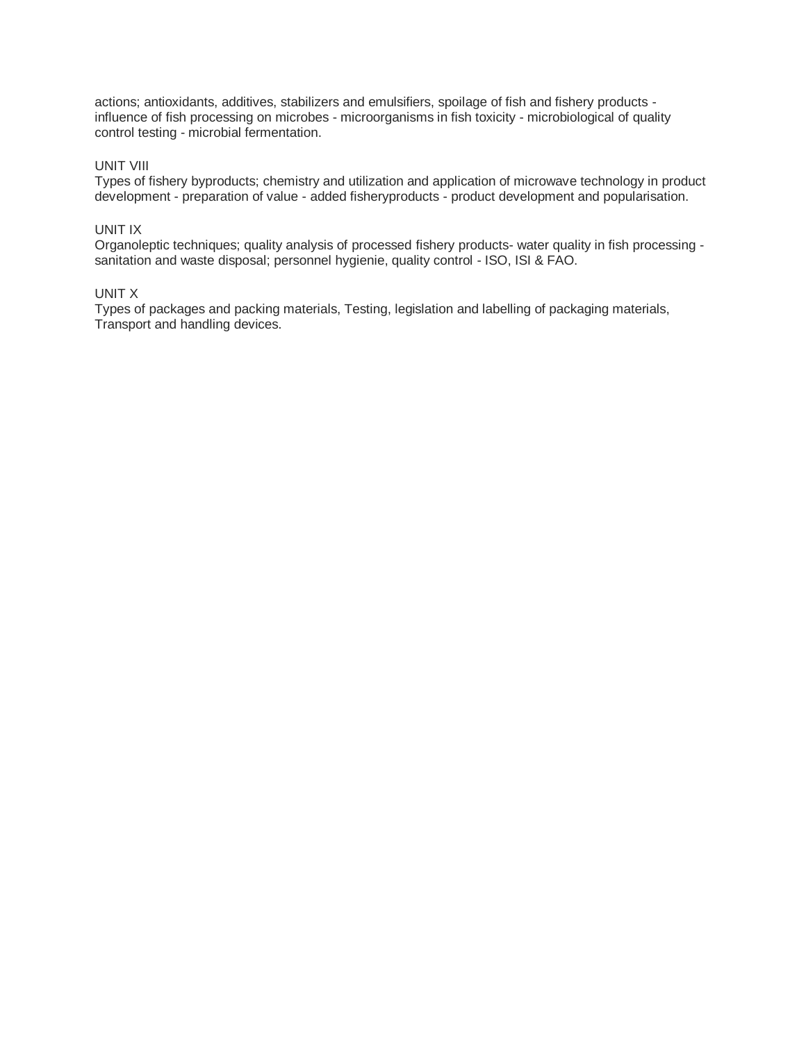actions; antioxidants, additives, stabilizers and emulsifiers, spoilage of fish and fishery products - influence of fish processing on microbes - microorganisms in fish toxicity - microbiological of quality control testing - microbial fermentation.

## UNIT VIII

Types of fishery byproducts; chemistry and utilization and application of microwave technology in product development - preparation of value - added fisheryproducts - product development and popularisation.

## UNIT IX

Organoleptic techniques; quality analysis of processed fishery products- water quality in fish processing - sanitation and waste disposal; personnel hygienie, quality control - ISO, ISI & FAO.

## UNIT X

Types of packages and packing materials, Testing, legislation and labelling of packaging materials, Transport and handling devices.